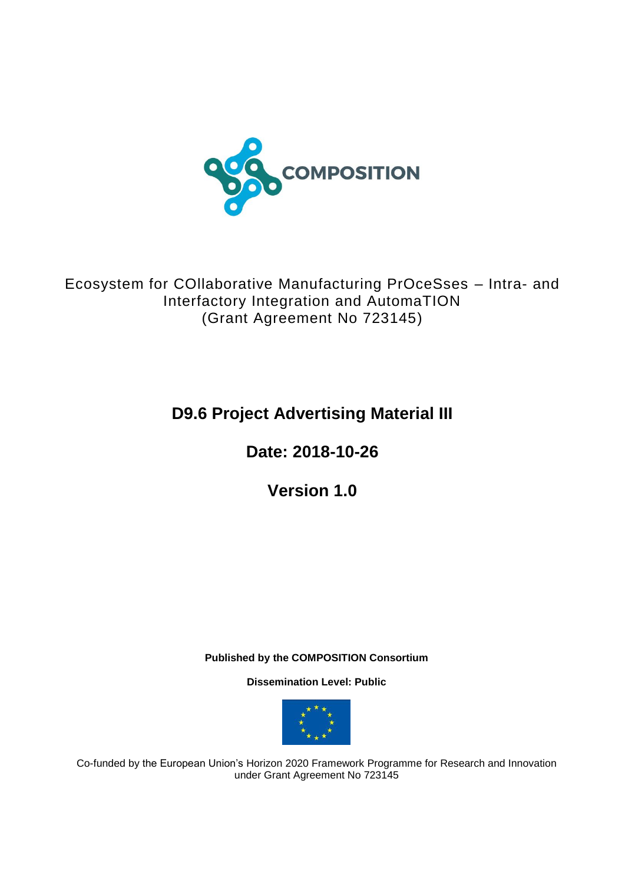COMPOSITION

Ecosystem for COllaborative Manufacturing PrOceSses – Intra- and Interfactory Integration and AutomaTION
(Grant Agreement No 723145)

# D9.6 Project Advertising Material III

## Date: 2018-10-26

## Version 1.0

**Published by the COMPOSITION Consortium**

**Dissemination Level: Public**

Co-funded by the European Union's Horizon 2020 Framework Programme for Research and Innovation under Grant Agreement No 723145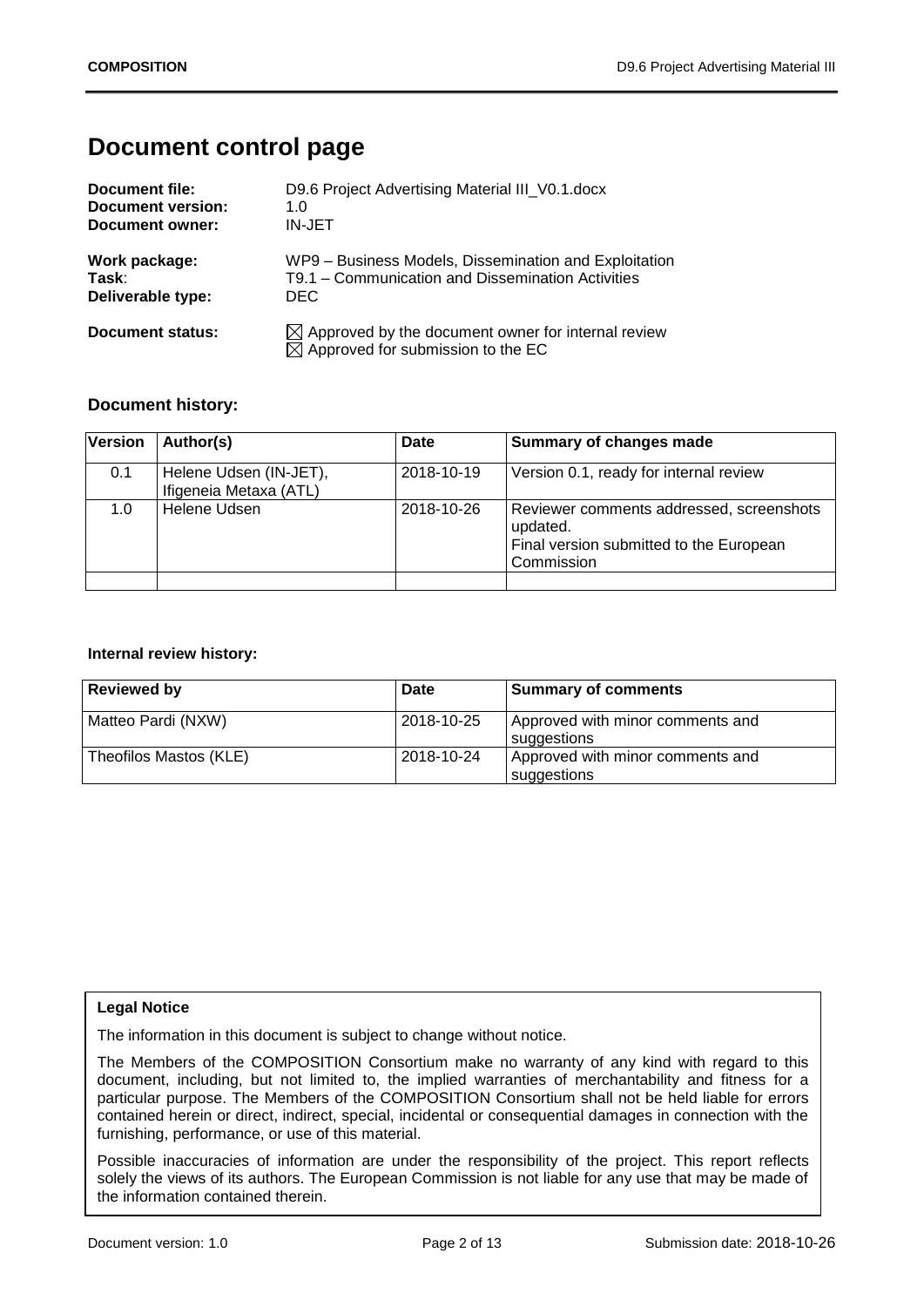# Document control page

**Document file:** D9.6 Project Advertising Material III_V0.1.docx
**Document version:** 1.0
**Document owner:** IN-JET

**Work package:** WP9 – Business Models, Dissemination and Exploitation
**Task:** T9.1 – Communication and Dissemination Activities
**Deliverable type:** DEC

**Document status:**
☒ Approved by the document owner for internal review
☒ Approved for submission to the EC

### Document history:

| Version | Author(s) | Date | Summary of changes made |
|---|---|---|---|
| 0.1 | Helene Udsen (IN-JET), Ifigeneia Metaxa (ATL) | 2018-10-19 | Version 0.1, ready for internal review |
| 1.0 | Helene Udsen | 2018-10-26 | Reviewer comments addressed, screenshots updated. Final version submitted to the European Commission |
| | | | |

**Internal review history:**

| Reviewed by | Date | Summary of comments |
|---|---|---|
| Matteo Pardi (NXW) | 2018-10-25 | Approved with minor comments and suggestions |
| Theofilos Mastos (KLE) | 2018-10-24 | Approved with minor comments and suggestions |

**Legal Notice**

The information in this document is subject to change without notice.

The Members of the COMPOSITION Consortium make no warranty of any kind with regard to this document, including, but not limited to, the implied warranties of merchantability and fitness for a particular purpose. The Members of the COMPOSITION Consortium shall not be held liable for errors contained herein or direct, indirect, special, incidental or consequential damages in connection with the furnishing, performance, or use of this material.

Possible inaccuracies of information are under the responsibility of the project. This report reflects solely the views of its authors. The European Commission is not liable for any use that may be made of the information contained therein.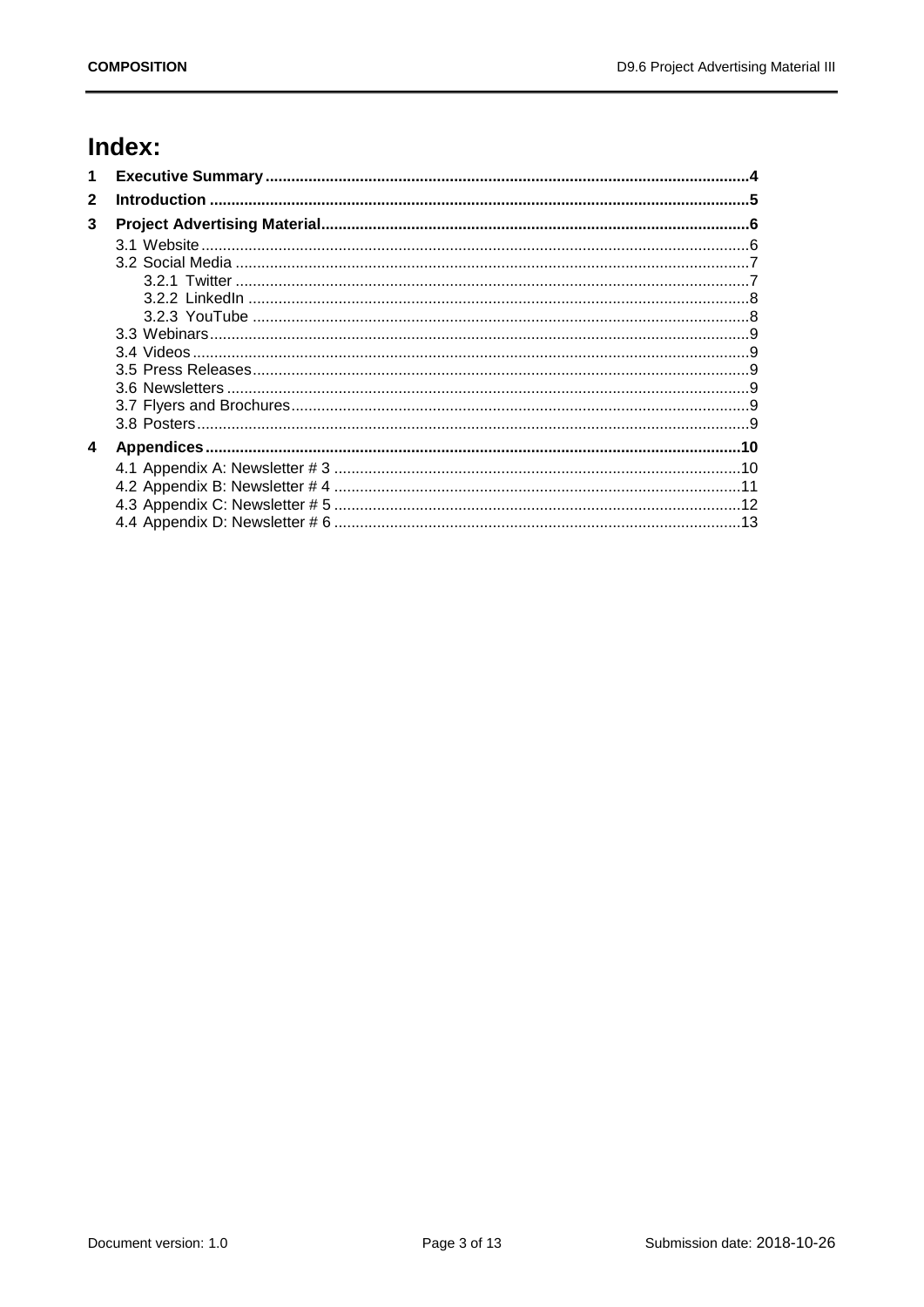# Index:

1 **Executive Summary** .......... 4

2 **Introduction** .......... 5

3 **Project Advertising Material** .......... 6

- 3.1 Website .......... 6
- 3.2 Social Media .......... 7
  - 3.2.1 Twitter .......... 7
  - 3.2.2 LinkedIn .......... 8
  - 3.2.3 YouTube .......... 8
- 3.3 Webinars .......... 9
- 3.4 Videos .......... 9
- 3.5 Press Releases .......... 9
- 3.6 Newsletters .......... 9
- 3.7 Flyers and Brochures .......... 9
- 3.8 Posters .......... 9

4 **Appendices** .......... 10

- 4.1 Appendix A: Newsletter # 3 .......... 10
- 4.2 Appendix B: Newsletter # 4 .......... 11
- 4.3 Appendix C: Newsletter # 5 .......... 12
- 4.4 Appendix D: Newsletter # 6 .......... 13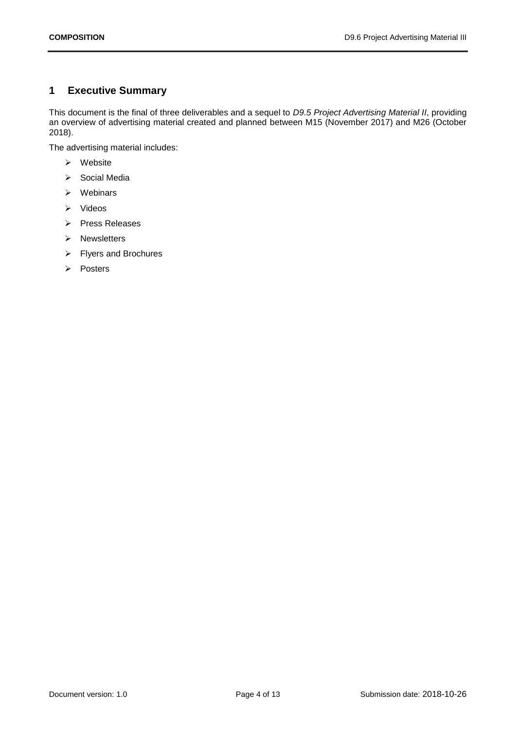# 1 Executive Summary

This document is the final of three deliverables and a sequel to *D9.5 Project Advertising Material II*, providing an overview of advertising material created and planned between M15 (November 2017) and M26 (October 2018).

The advertising material includes:

- Website
- Social Media
- Webinars
- Videos
- Press Releases
- Newsletters
- Flyers and Brochures
- Posters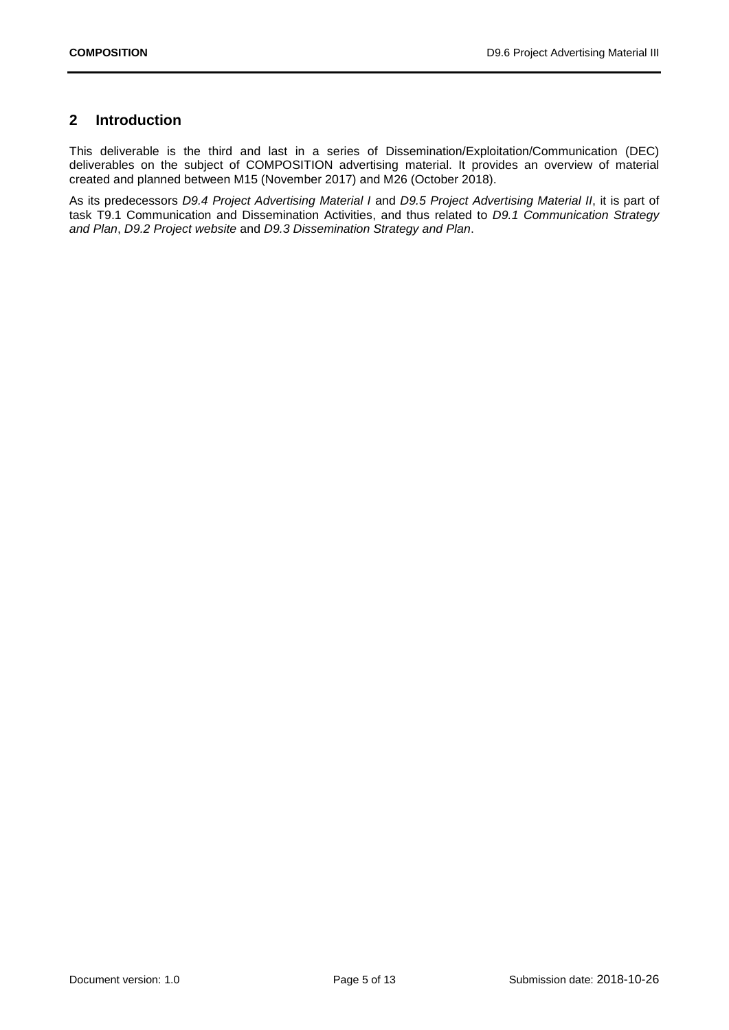## 2 Introduction

This deliverable is the third and last in a series of Dissemination/Exploitation/Communication (DEC) deliverables on the subject of COMPOSITION advertising material. It provides an overview of material created and planned between M15 (November 2017) and M26 (October 2018).

As its predecessors *D9.4 Project Advertising Material I* and *D9.5 Project Advertising Material II*, it is part of task T9.1 Communication and Dissemination Activities, and thus related to *D9.1 Communication Strategy and Plan*, *D9.2 Project website* and *D9.3 Dissemination Strategy and Plan*.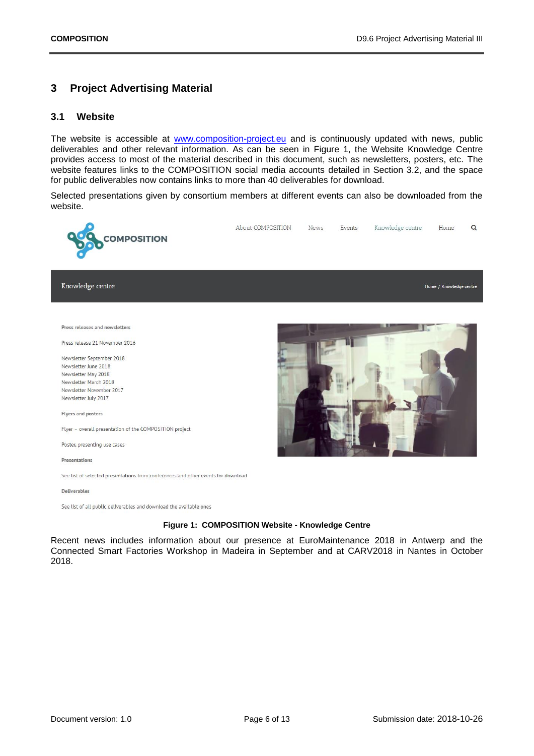# 3 Project Advertising Material

## 3.1 Website

The website is accessible at [www.composition-project.eu](www.composition-project.eu) and is continuously updated with news, public deliverables and other relevant information. As can be seen in Figure 1, the Website Knowledge Centre provides access to most of the material described in this document, such as newsletters, posters, etc. The website features links to the COMPOSITION social media accounts detailed in Section 3.2, and the space for public deliverables now contains links to more than 40 deliverables for download.

Selected presentations given by consortium members at different events can also be downloaded from the website.

**Figure 1: COMPOSITION Website - Knowledge Centre**

Recent news includes information about our presence at EuroMaintenance 2018 in Antwerp and the Connected Smart Factories Workshop in Madeira in September and at CARV2018 in Nantes in October 2018.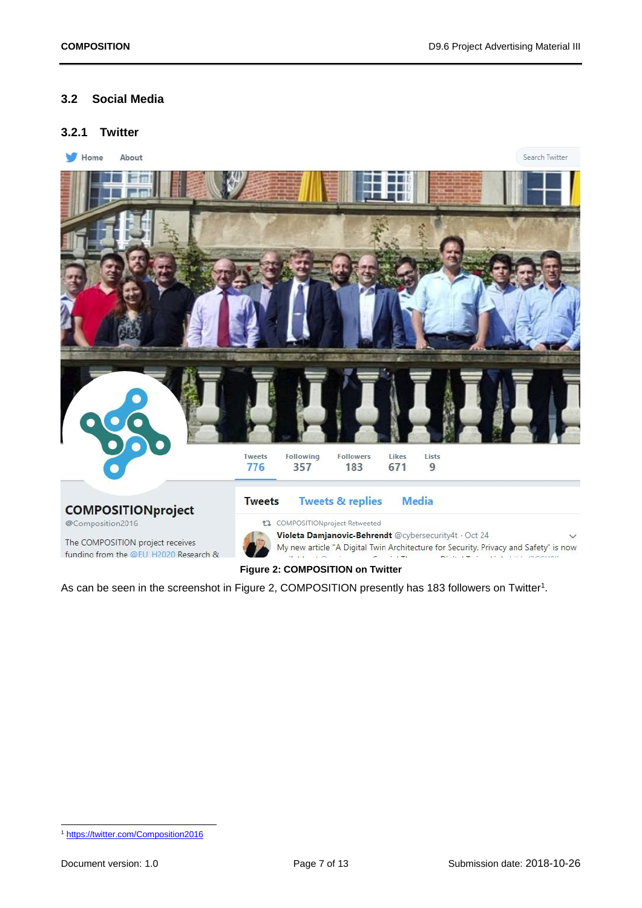## 3.2 Social Media

### 3.2.1 Twitter

Figure 2: COMPOSITION on Twitter

As can be seen in the screenshot in Figure 2, COMPOSITION presently has 183 followers on Twitter[1].

[1] https://twitter.com/Composition2016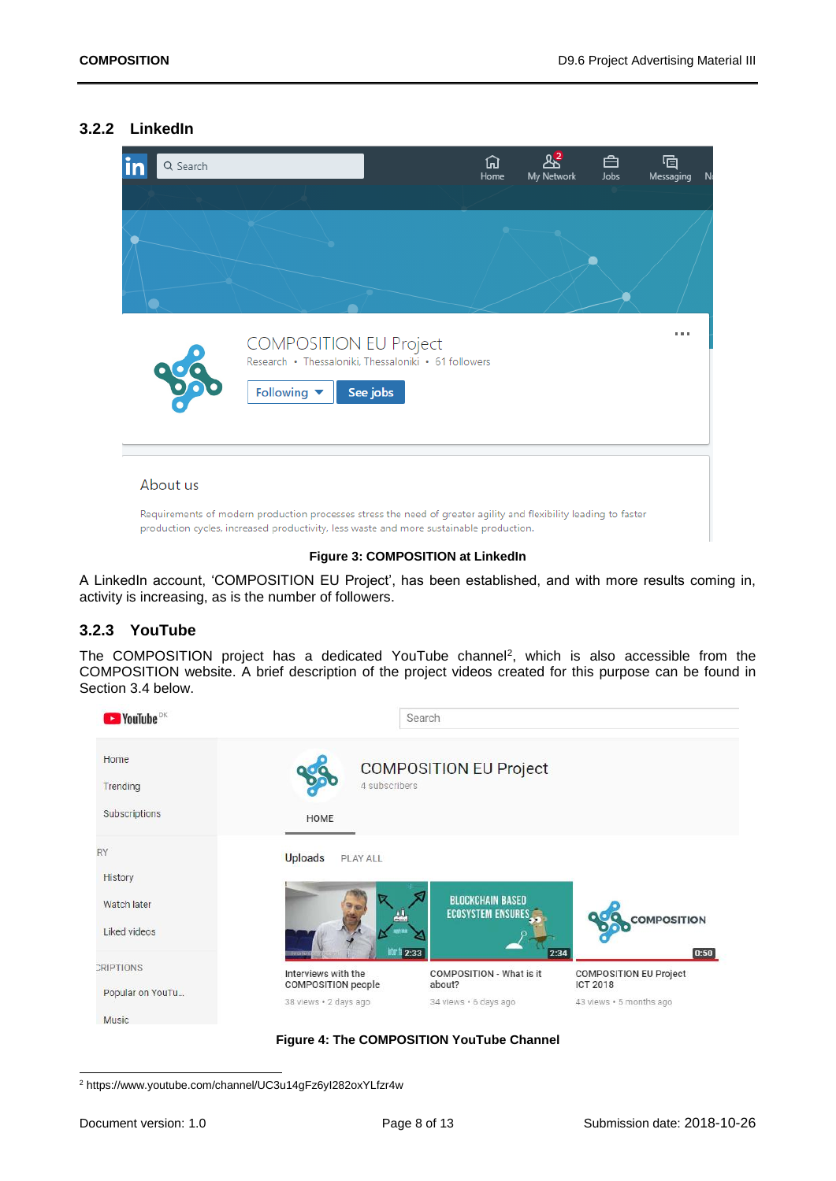### 3.2.2 LinkedIn

**Figure 3: COMPOSITION at LinkedIn**

A LinkedIn account, 'COMPOSITION EU Project', has been established, and with more results coming in, activity is increasing, as is the number of followers.

### 3.2.3 YouTube

The COMPOSITION project has a dedicated YouTube channel[2], which is also accessible from the COMPOSITION website. A brief description of the project videos created for this purpose can be found in Section 3.4 below.

**Figure 4: The COMPOSITION YouTube Channel**

[2] https://www.youtube.com/channel/UC3u14gFz6yI282oxYLfzr4w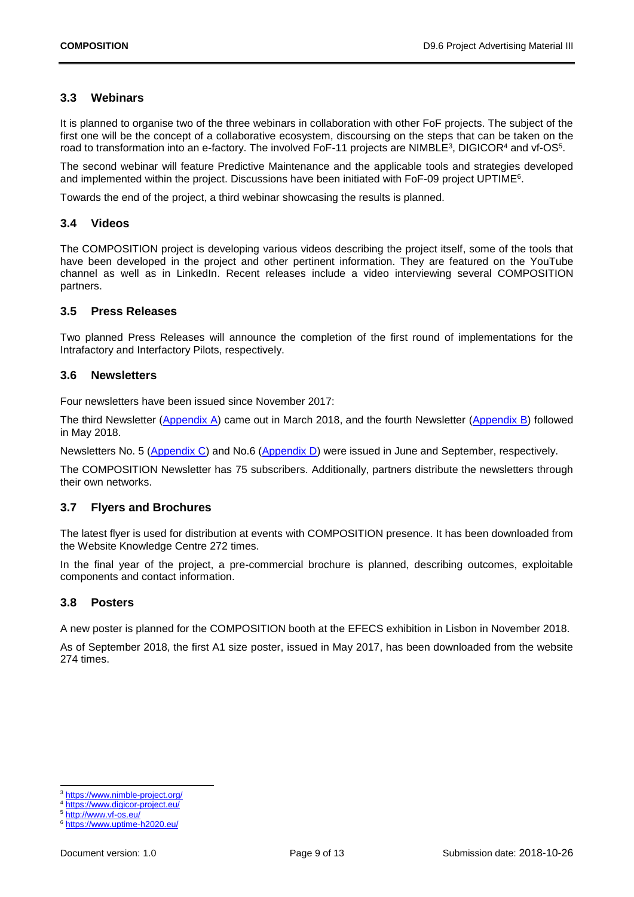### 3.3 Webinars

It is planned to organise two of the three webinars in collaboration with other FoF projects. The subject of the first one will be the concept of a collaborative ecosystem, discoursing on the steps that can be taken on the road to transformation into an e-factory. The involved FoF-11 projects are NIMBLE[3], DIGICOR[4] and vf-OS[5].

The second webinar will feature Predictive Maintenance and the applicable tools and strategies developed and implemented within the project. Discussions have been initiated with FoF-09 project UPTIME[6].

Towards the end of the project, a third webinar showcasing the results is planned.

### 3.4 Videos

The COMPOSITION project is developing various videos describing the project itself, some of the tools that have been developed in the project and other pertinent information. They are featured on the YouTube channel as well as in LinkedIn. Recent releases include a video interviewing several COMPOSITION partners.

### 3.5 Press Releases

Two planned Press Releases will announce the completion of the first round of implementations for the Intrafactory and Interfactory Pilots, respectively.

### 3.6 Newsletters

Four newsletters have been issued since November 2017:

The third Newsletter (Appendix A) came out in March 2018, and the fourth Newsletter (Appendix B) followed in May 2018.

Newsletters No. 5 (Appendix C) and No.6 (Appendix D) were issued in June and September, respectively.

The COMPOSITION Newsletter has 75 subscribers. Additionally, partners distribute the newsletters through their own networks.

### 3.7 Flyers and Brochures

The latest flyer is used for distribution at events with COMPOSITION presence. It has been downloaded from the Website Knowledge Centre 272 times.

In the final year of the project, a pre-commercial brochure is planned, describing outcomes, exploitable components and contact information.

### 3.8 Posters

A new poster is planned for the COMPOSITION booth at the EFECS exhibition in Lisbon in November 2018.

As of September 2018, the first A1 size poster, issued in May 2017, has been downloaded from the website 274 times.

---

[3] https://www.nimble-project.org/

[4] https://www.digicor-project.eu/

[5] http://www.vf-os.eu/

[6] https://www.uptime-h2020.eu/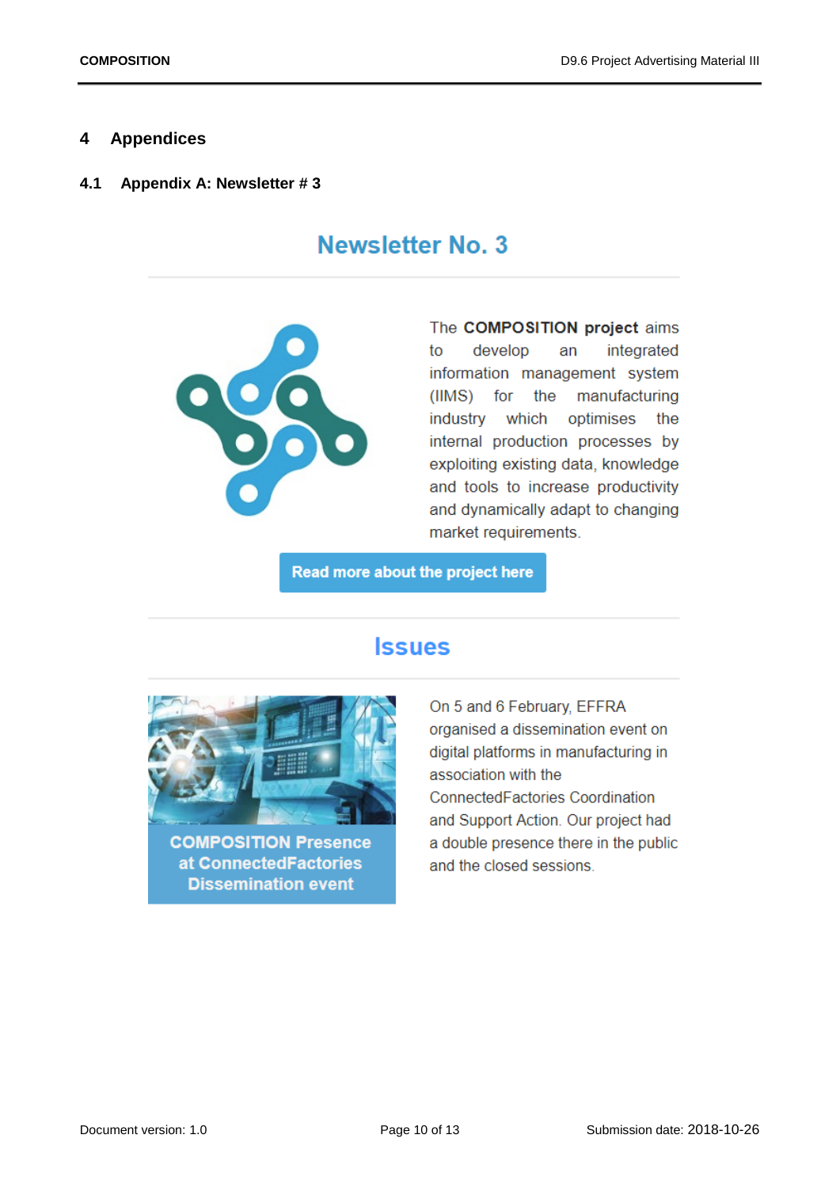# 4 Appendices

## 4.1 Appendix A: Newsletter # 3

### Newsletter No. 3

The **COMPOSITION project** aims to develop an integrated information management system (IIMS) for the manufacturing industry which optimises the internal production processes by exploiting existing data, knowledge and tools to increase productivity and dynamically adapt to changing market requirements.

**Read more about the project here**

### Issues

**COMPOSITION Presence at ConnectedFactories Dissemination event**

On 5 and 6 February, EFFRA organised a dissemination event on digital platforms in manufacturing in association with the ConnectedFactories Coordination and Support Action. Our project had a double presence there in the public and the closed sessions.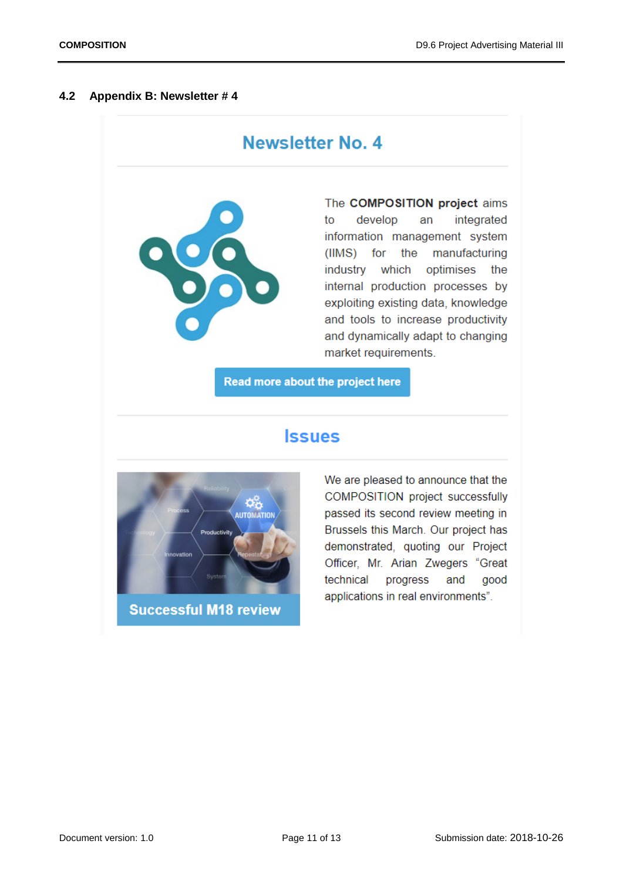## 4.2 Appendix B: Newsletter # 4

# Newsletter No. 4

The **COMPOSITION project** aims to develop an integrated information management system (IIMS) for the manufacturing industry which optimises the internal production processes by exploiting existing data, knowledge and tools to increase productivity and dynamically adapt to changing market requirements.

**Read more about the project here**

## Issues

**Successful M18 review**

We are pleased to announce that the COMPOSITION project successfully passed its second review meeting in Brussels this March. Our project has demonstrated, quoting our Project Officer, Mr. Arian Zwegers "Great technical progress and good applications in real environments".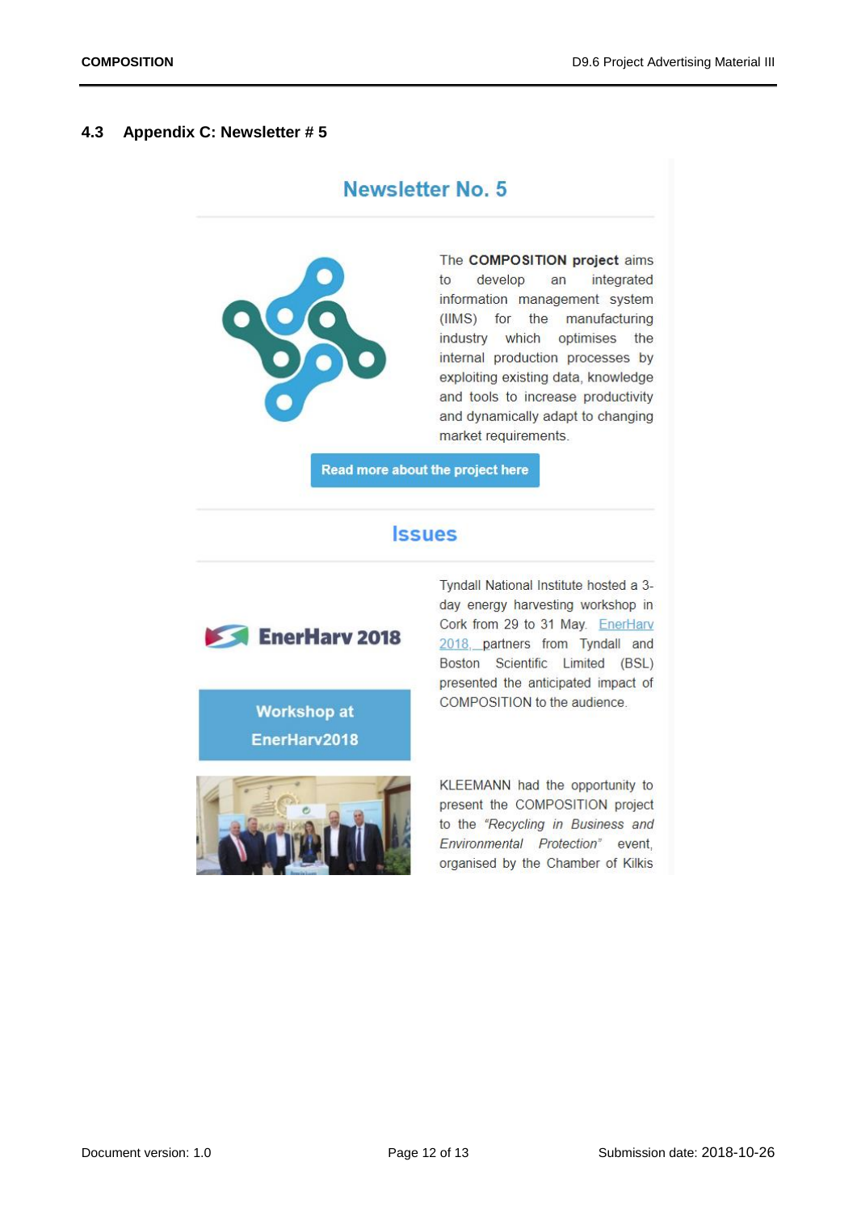## 4.3 Appendix C: Newsletter # 5

# Newsletter No. 5

The **COMPOSITION project** aims to develop an integrated information management system (IIMS) for the manufacturing industry which optimises the internal production processes by exploiting existing data, knowledge and tools to increase productivity and dynamically adapt to changing market requirements.

Read more about the project here

## Issues

EnerHarv 2018

Workshop at EnerHarv2018

Tyndall National Institute hosted a 3-day energy harvesting workshop in Cork from 29 to 31 May. EnerHarv 2018, partners from Tyndall and Boston Scientific Limited (BSL) presented the anticipated impact of COMPOSITION to the audience.

KLEEMANN had the opportunity to present the COMPOSITION project to the *"Recycling in Business and Environmental Protection"* event, organised by the Chamber of Kilkis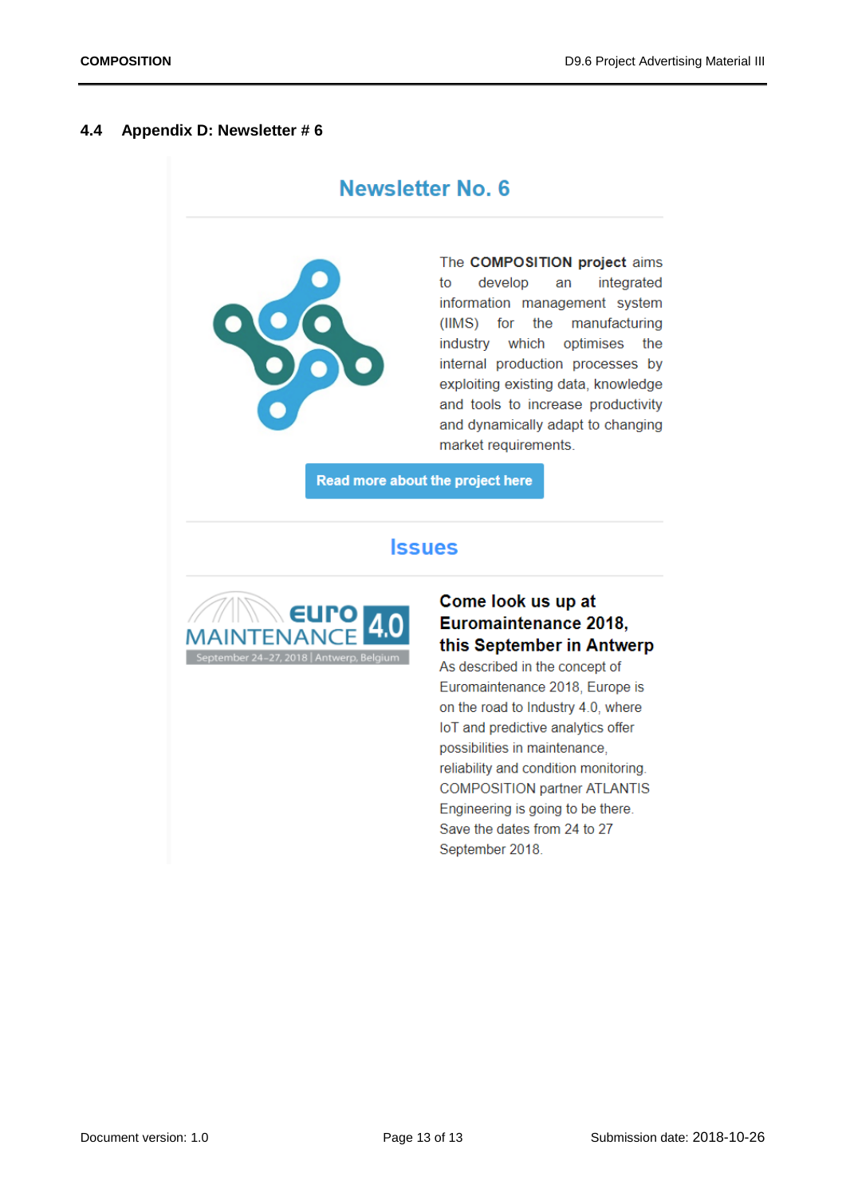## 4.4 Appendix D: Newsletter # 6

# Newsletter No. 6

The **COMPOSITION project** aims to develop an integrated information management system (IIMS) for the manufacturing industry which optimises the internal production processes by exploiting existing data, knowledge and tools to increase productivity and dynamically adapt to changing market requirements.

**Read more about the project here**

## Issues

euro MAINTENANCE 4.0

September 24-27, 2018 | Antwerp, Belgium

### Come look us up at Euromaintenance 2018, this September in Antwerp

As described in the concept of Euromaintenance 2018, Europe is on the road to Industry 4.0, where IoT and predictive analytics offer possibilities in maintenance, reliability and condition monitoring. COMPOSITION partner ATLANTIS Engineering is going to be there. Save the dates from 24 to 27 September 2018.